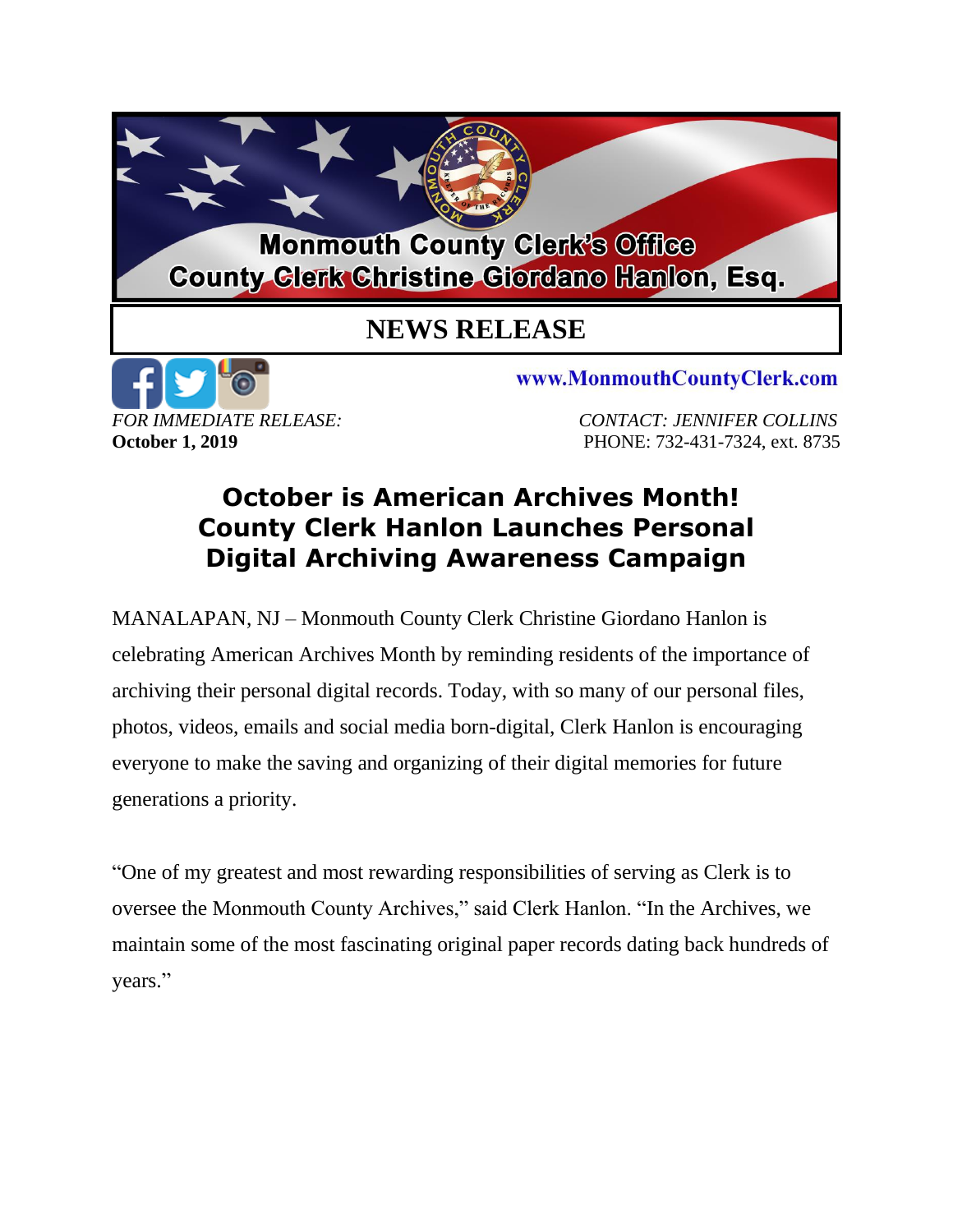**Monmouth County Clerk's Office**
**County Clerk Christine Giordano Hanlon, Esq.**

# NEWS RELEASE

www.MonmouthCountyClerk.com

*FOR IMMEDIATE RELEASE:*
**October 1, 2019**

*CONTACT: JENNIFER COLLINS*
PHONE: 732-431-7324, ext. 8735

## October is American Archives Month! County Clerk Hanlon Launches Personal Digital Archiving Awareness Campaign

MANALAPAN, NJ – Monmouth County Clerk Christine Giordano Hanlon is celebrating American Archives Month by reminding residents of the importance of archiving their personal digital records. Today, with so many of our personal files, photos, videos, emails and social media born-digital, Clerk Hanlon is encouraging everyone to make the saving and organizing of their digital memories for future generations a priority.

"One of my greatest and most rewarding responsibilities of serving as Clerk is to oversee the Monmouth County Archives," said Clerk Hanlon. "In the Archives, we maintain some of the most fascinating original paper records dating back hundreds of years."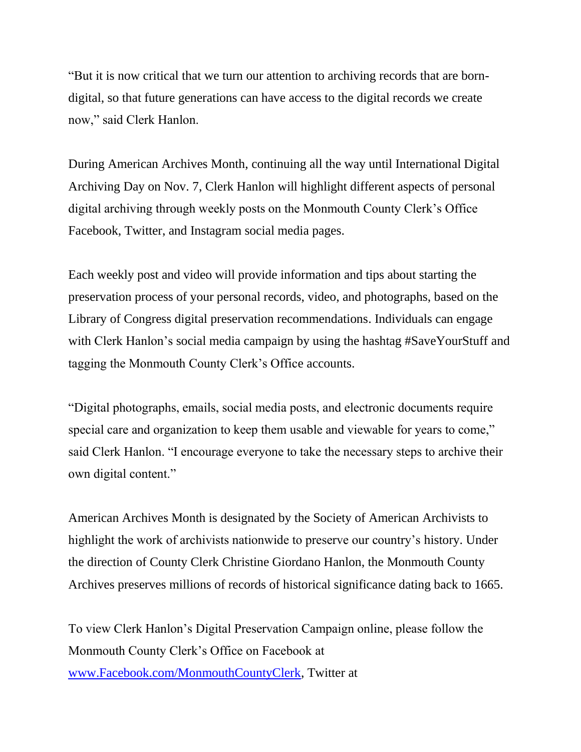"But it is now critical that we turn our attention to archiving records that are born-digital, so that future generations can have access to the digital records we create now," said Clerk Hanlon.

During American Archives Month, continuing all the way until International Digital Archiving Day on Nov. 7, Clerk Hanlon will highlight different aspects of personal digital archiving through weekly posts on the Monmouth County Clerk's Office Facebook, Twitter, and Instagram social media pages.

Each weekly post and video will provide information and tips about starting the preservation process of your personal records, video, and photographs, based on the Library of Congress digital preservation recommendations. Individuals can engage with Clerk Hanlon's social media campaign by using the hashtag #SaveYourStuff and tagging the Monmouth County Clerk's Office accounts.

"Digital photographs, emails, social media posts, and electronic documents require special care and organization to keep them usable and viewable for years to come," said Clerk Hanlon. "I encourage everyone to take the necessary steps to archive their own digital content."

American Archives Month is designated by the Society of American Archivists to highlight the work of archivists nationwide to preserve our country's history. Under the direction of County Clerk Christine Giordano Hanlon, the Monmouth County Archives preserves millions of records of historical significance dating back to 1665.

To view Clerk Hanlon's Digital Preservation Campaign online, please follow the Monmouth County Clerk's Office on Facebook at [www.Facebook.com/MonmouthCountyClerk](www.Facebook.com/MonmouthCountyClerk), Twitter at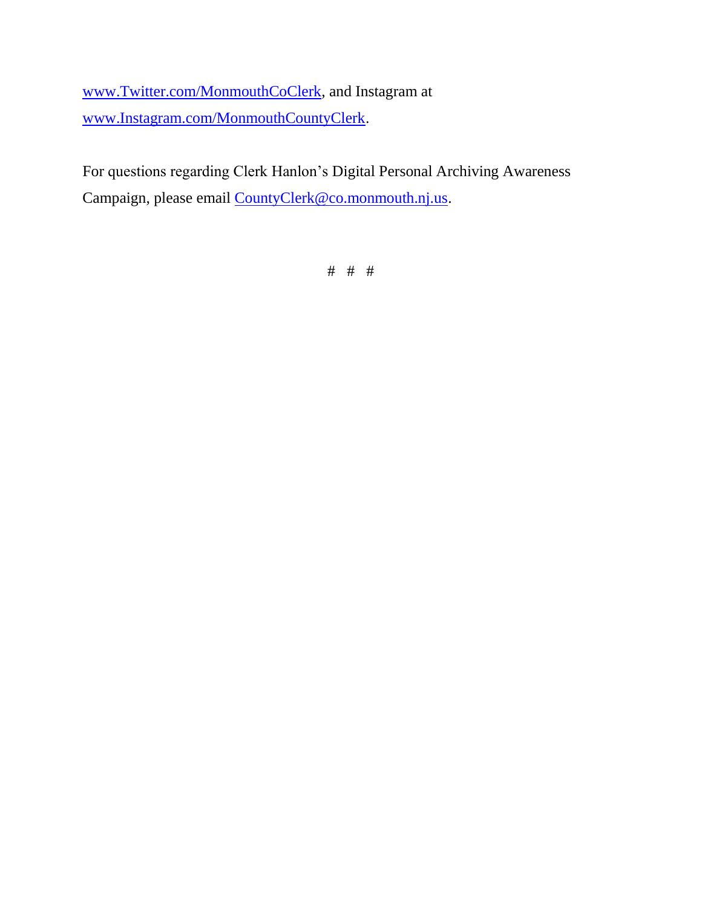www.Twitter.com/MonmouthCoClerk, and Instagram at www.Instagram.com/MonmouthCountyClerk.

For questions regarding Clerk Hanlon's Digital Personal Archiving Awareness Campaign, please email CountyClerk@co.monmouth.nj.us.

# # #